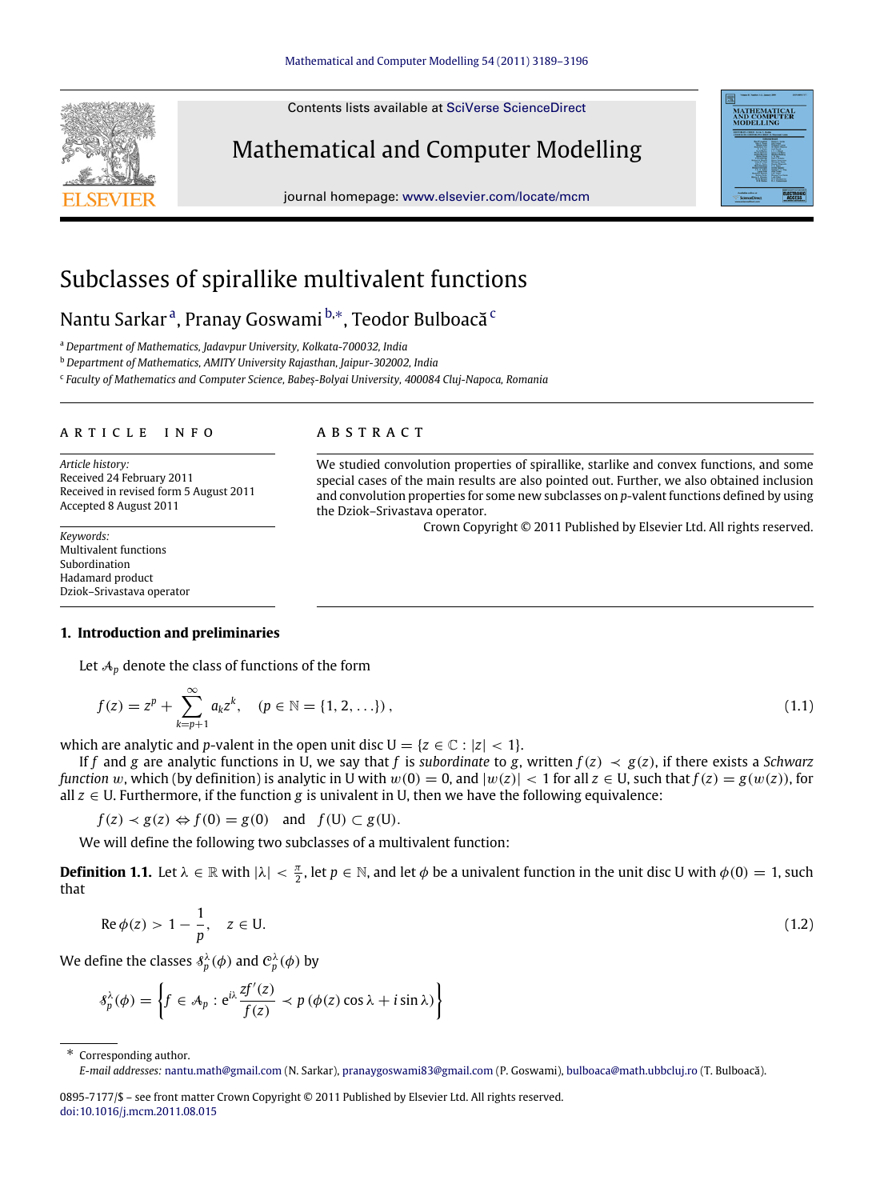# Subclasses of spirallike multivalent functions

Nantu Sarkar[a], Pranay Goswami[b,*], Teodor Bulboacă[c]

[a] Department of Mathematics, Jadavpur University, Kolkata-700032, India

[b] Department of Mathematics, AMITY University Rajasthan, Jaipur-302002, India

[c] Faculty of Mathematics and Computer Science, Babeş-Bolyai University, 400084 Cluj-Napoca, Romania

## ARTICLE INFO

*Article history:*
Received 24 February 2011
Received in revised form 5 August 2011
Accepted 8 August 2011

*Keywords:*
Multivalent functions
Subordination
Hadamard product
Dziok–Srivastava operator

## ABSTRACT

We studied convolution properties of spirallike, starlike and convex functions, and some special cases of the main results are also pointed out. Further, we also obtained inclusion and convolution properties for some new subclasses on $p$-valent functions defined by using the Dziok–Srivastava operator.

Crown Copyright © 2011 Published by Elsevier Ltd. All rights reserved.

## 1. Introduction and preliminaries

Let $\mathcal{A}_p$ denote the class of functions of the form

$$f(z) = z^p + \sum_{k=p+1}^{\infty} a_k z^k, \quad (p \in \mathbb{N} = \{1, 2, \ldots\}), \tag{1.1}$$

which are analytic and $p$-valent in the open unit disc $\mathrm{U} = \{z \in \mathbb{C} : |z| < 1\}$.

If $f$ and $g$ are analytic functions in U, we say that $f$ is *subordinate* to $g$, written $f(z) \prec g(z)$, if there exists a *Schwarz function* $w$, which (by definition) is analytic in U with $w(0) = 0$, and $|w(z)| < 1$ for all $z \in \mathrm{U}$, such that $f(z) = g(w(z))$, for all $z \in \mathrm{U}$. Furthermore, if the function $g$ is univalent in U, then we have the following equivalence:

$$f(z) \prec g(z) \Leftrightarrow f(0) = g(0) \quad \text{and} \quad f(\mathrm{U}) \subset g(\mathrm{U}).$$

We will define the following two subclasses of a multivalent function:

**Definition 1.1.** Let $\lambda \in \mathbb{R}$ with $|\lambda| < \frac{\pi}{2}$, let $p \in \mathbb{N}$, and let $\phi$ be a univalent function in the unit disc U with $\phi(0) = 1$, such that

$$\operatorname{Re} \phi(z) > 1 - \frac{1}{p}, \quad z \in \mathrm{U}. \tag{1.2}$$

We define the classes $\mathcal{S}_p^{\lambda}(\phi)$ and $\mathcal{C}_p^{\lambda}(\phi)$ by

$$\mathcal{S}_p^{\lambda}(\phi) = \left\{ f \in \mathcal{A}_p : e^{i\lambda} \frac{zf'(z)}{f(z)} \prec p\left(\phi(z) \cos\lambda + i \sin\lambda\right) \right\}$$

\* Corresponding author.
*E-mail addresses:* nantu.math@gmail.com (N. Sarkar), pranaygoswami83@gmail.com (P. Goswami), bulboaca@math.ubbcluj.ro (T. Bulboacă).

0895-7177/$ – see front matter Crown Copyright © 2011 Published by Elsevier Ltd. All rights reserved.
doi:10.1016/j.mcm.2011.08.015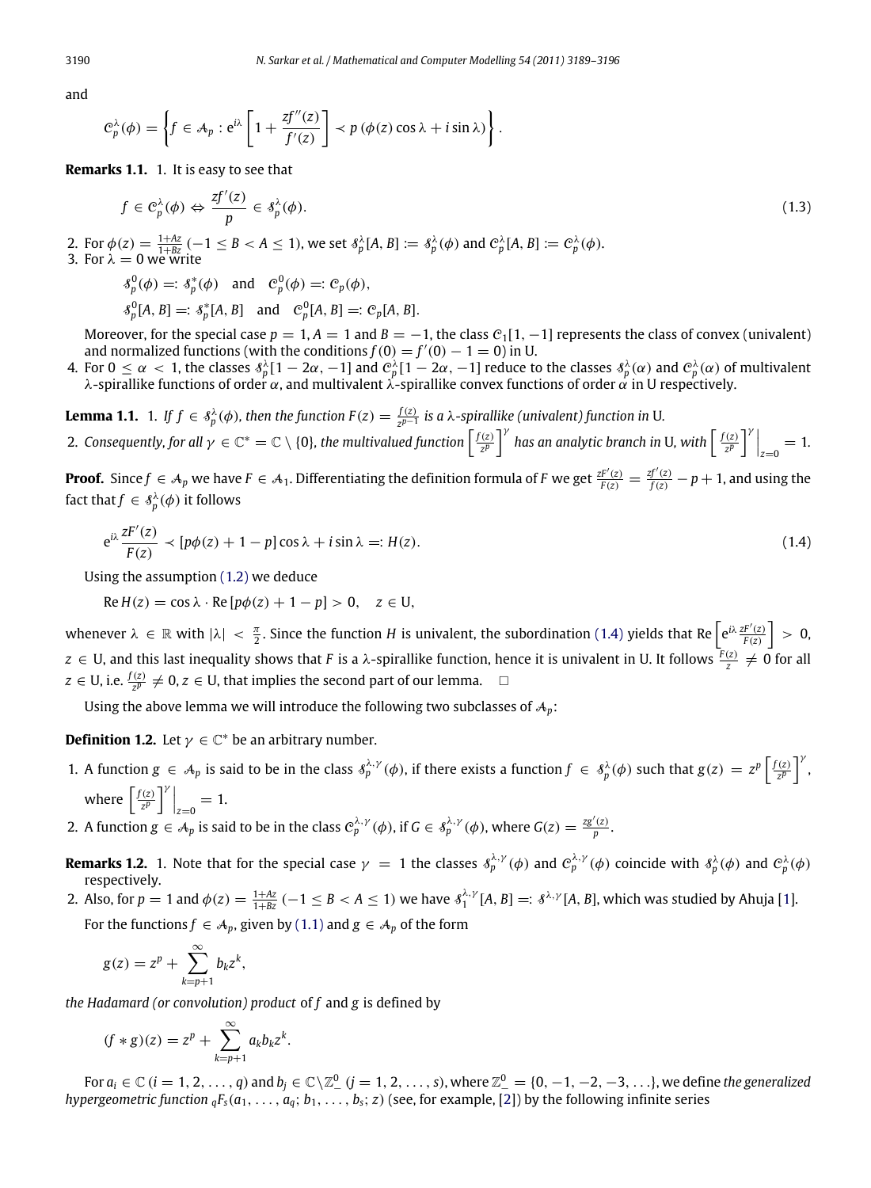and

$$\mathcal{C}_p^{\lambda}(\phi)=\left\{f\in\mathcal{A}_p:\mathrm{e}^{i\lambda}\left[1+\frac{zf''(z)}{f'(z)}\right]\prec p\left(\phi(z)\cos\lambda+i\sin\lambda\right)\right\}.$$

**Remarks 1.1.** 1. It is easy to see that

$$f\in\mathcal{C}_p^{\lambda}(\phi)\Leftrightarrow\frac{zf'(z)}{p}\in\mathcal{S}_p^{\lambda}(\phi). \tag{1.3}$$

2. For $\phi(z)=\frac{1+Az}{1+Bz}$ $(-1\le B<A\le 1)$, we set $\mathcal{S}_p^{\lambda}[A,B]:=\mathcal{S}_p^{\lambda}(\phi)$ and $\mathcal{C}_p^{\lambda}[A,B]:=\mathcal{C}_p^{\lambda}(\phi)$.
3. For $\lambda=0$ we write

   $\mathcal{S}_p^0(\phi)=:\mathcal{S}_p^*(\phi)$ and $\mathcal{C}_p^0(\phi)=:\mathcal{C}_p(\phi)$,

   $\mathcal{S}_p^0[A,B]=:\mathcal{S}_p^*[A,B]$ and $\mathcal{C}_p^0[A,B]=:\mathcal{C}_p[A,B]$.

   Moreover, for the special case $p=1$, $A=1$ and $B=-1$, the class $\mathcal{C}_1[1,-1]$ represents the class of convex (univalent) and normalized functions (with the conditions $f(0)=f'(0)-1=0$) in U.
4. For $0\le\alpha<1$, the classes $\mathcal{S}_p^{\lambda}[1-2\alpha,-1]$ and $\mathcal{C}_p^{\lambda}[1-2\alpha,-1]$ reduce to the classes $\mathcal{S}_p^{\lambda}(\alpha)$ and $\mathcal{C}_p^{\lambda}(\alpha)$ of multivalent $\lambda$-spirallike functions of order $\alpha$, and multivalent $\lambda$-spirallike convex functions of order $\alpha$ in U respectively.

**Lemma 1.1.** 1. *If $f\in\mathcal{S}_p^{\lambda}(\phi)$, then the function $F(z)=\frac{f(z)}{z^{p-1}}$ is a $\lambda$-spirallike (univalent) function in* U.
2. *Consequently, for all $\gamma\in\mathbb{C}^*=\mathbb{C}\setminus\{0\}$, the multivalued function $\left[\frac{f(z)}{z^p}\right]^{\gamma}$ has an analytic branch in* U, *with $\left.\left[\frac{f(z)}{z^p}\right]^{\gamma}\right|_{z=0}=1$.*

**Proof.** Since $f\in\mathcal{A}_p$ we have $F\in\mathcal{A}_1$. Differentiating the definition formula of $F$ we get $\frac{zF'(z)}{F(z)}=\frac{zf'(z)}{f(z)}-p+1$, and using the fact that $f\in\mathcal{S}_p^{\lambda}(\phi)$ it follows

$$\mathrm{e}^{i\lambda}\frac{zF'(z)}{F(z)}\prec[p\phi(z)+1-p]\cos\lambda+i\sin\lambda=:H(z). \tag{1.4}$$

Using the assumption (1.2) we deduce

$$\operatorname{Re}H(z)=\cos\lambda\cdot\operatorname{Re}[p\phi(z)+1-p]>0,\quad z\in\mathrm{U},$$

whenever $\lambda\in\mathbb{R}$ with $|\lambda|<\frac{\pi}{2}$. Since the function $H$ is univalent, the subordination (1.4) yields that $\operatorname{Re}\left[\mathrm{e}^{i\lambda}\frac{zF'(z)}{F(z)}\right]>0$, $z\in\mathrm{U}$, and this last inequality shows that $F$ is a $\lambda$-spirallike function, hence it is univalent in U. It follows $\frac{F(z)}{z}\neq 0$ for all $z\in\mathrm{U}$, i.e. $\frac{f(z)}{z^p}\neq 0$, $z\in\mathrm{U}$, that implies the second part of our lemma. $\square$

Using the above lemma we will introduce the following two subclasses of $\mathcal{A}_p$:

**Definition 1.2.** Let $\gamma\in\mathbb{C}^*$ be an arbitrary number.

1. A function $g\in\mathcal{A}_p$ is said to be in the class $\mathcal{S}_p^{\lambda,\gamma}(\phi)$, if there exists a function $f\in\mathcal{S}_p^{\lambda}(\phi)$ such that $g(z)=z^p\left[\frac{f(z)}{z^p}\right]^{\gamma}$, where $\left.\left[\frac{f(z)}{z^p}\right]^{\gamma}\right|_{z=0}=1$.
2. A function $g\in\mathcal{A}_p$ is said to be in the class $\mathcal{C}_p^{\lambda,\gamma}(\phi)$, if $G\in\mathcal{S}_p^{\lambda,\gamma}(\phi)$, where $G(z)=\frac{zg'(z)}{p}$.

**Remarks 1.2.** 1. Note that for the special case $\gamma=1$ the classes $\mathcal{S}_p^{\lambda,\gamma}(\phi)$ and $\mathcal{C}_p^{\lambda,\gamma}(\phi)$ coincide with $\mathcal{S}_p^{\lambda}(\phi)$ and $\mathcal{C}_p^{\lambda}(\phi)$ respectively.
2. Also, for $p=1$ and $\phi(z)=\frac{1+Az}{1+Bz}$ $(-1\le B<A\le 1)$ we have $\mathcal{S}_1^{\lambda,\gamma}[A,B]=:\mathcal{S}^{\lambda,\gamma}[A,B]$, which was studied by Ahuja [1].

   For the functions $f\in\mathcal{A}_p$, given by (1.1) and $g\in\mathcal{A}_p$ of the form

$$g(z)=z^p+\sum_{k=p+1}^{\infty}b_kz^k,$$

*the Hadamard (or convolution) product* of $f$ and $g$ is defined by

$$(f*g)(z)=z^p+\sum_{k=p+1}^{\infty}a_kb_kz^k.$$

For $a_i\in\mathbb{C}$ $(i=1,2,\ldots,q)$ and $b_j\in\mathbb{C}\setminus\mathbb{Z}_-^0$ $(j=1,2,\ldots,s)$, where $\mathbb{Z}_-^0=\{0,-1,-2,-3,\ldots\}$, we define *the generalized hypergeometric function* ${}_qF_s(a_1,\ldots,a_q;b_1,\ldots,b_s;z)$ (see, for example, [2]) by the following infinite series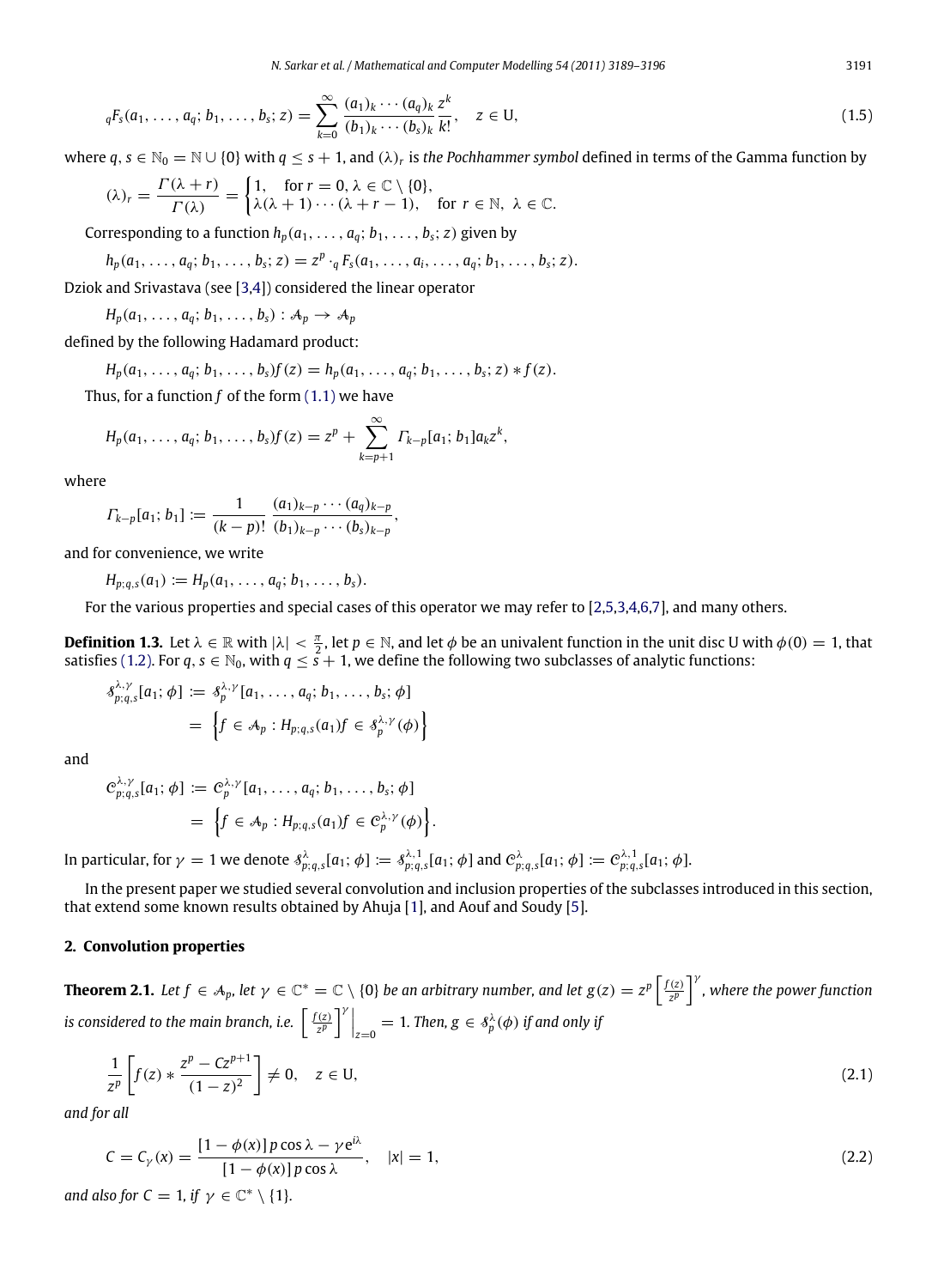$$ {}_qF_s(a_1,\ldots,a_q;b_1,\ldots,b_s;z)=\sum_{k=0}^{\infty}\frac{(a_1)_k\cdots(a_q)_k}{(b_1)_k\cdots(b_s)_k}\frac{z^k}{k!},\quad z\in \mathrm{U}, \tag{1.5} $$

where $q,s\in\mathbb{N}_0=\mathbb{N}\cup\{0\}$ with $q\le s+1$, and $(\lambda)_r$ is *the Pochhammer symbol* defined in terms of the Gamma function by

$$ (\lambda)_r=\frac{\Gamma(\lambda+r)}{\Gamma(\lambda)}=\begin{cases}1, & \text{for } r=0,\ \lambda\in\mathbb{C}\setminus\{0\},\\ \lambda(\lambda+1)\cdots(\lambda+r-1), & \text{for } r\in\mathbb{N},\ \lambda\in\mathbb{C}.\end{cases} $$

Corresponding to a function $h_p(a_1,\ldots,a_q;b_1,\ldots,b_s;z)$ given by

$$ h_p(a_1,\ldots,a_q;b_1,\ldots,b_s;z)=z^p\cdot{}_qF_s(a_1,\ldots,a_i,\ldots,a_q;b_1,\ldots,b_s;z). $$

Dziok and Srivastava (see [3,4]) considered the linear operator

$$ H_p(a_1,\ldots,a_q;b_1,\ldots,b_s):\mathcal{A}_p\to\mathcal{A}_p $$

defined by the following Hadamard product:

$$ H_p(a_1,\ldots,a_q;b_1,\ldots,b_s)f(z)=h_p(a_1,\ldots,a_q;b_1,\ldots,b_s;z)*f(z). $$

Thus, for a function $f$ of the form (1.1) we have

$$ H_p(a_1,\ldots,a_q;b_1,\ldots,b_s)f(z)=z^p+\sum_{k=p+1}^{\infty}\Gamma_{k-p}[a_1;b_1]a_kz^k, $$

where

$$ \Gamma_{k-p}[a_1;b_1]:=\frac{1}{(k-p)!}\,\frac{(a_1)_{k-p}\cdots(a_q)_{k-p}}{(b_1)_{k-p}\cdots(b_s)_{k-p}}, $$

and for convenience, we write

$$ H_{p;q,s}(a_1):=H_p(a_1,\ldots,a_q;b_1,\ldots,b_s). $$

For the various properties and special cases of this operator we may refer to [2,5,3,4,6,7], and many others.

**Definition 1.3.** Let $\lambda\in\mathbb{R}$ with $|\lambda|<\frac{\pi}{2}$, let $p\in\mathbb{N}$, and let $\phi$ be an univalent function in the unit disc U with $\phi(0)=1$, that satisfies (1.2). For $q,s\in\mathbb{N}_0$, with $q\le s+1$, we define the following two subclasses of analytic functions:

$$ \begin{aligned}\mathcal{S}^{\lambda,\gamma}_{p;q,s}[a_1;\phi]&:=\mathcal{S}^{\lambda,\gamma}_{p}[a_1,\ldots,a_q;b_1,\ldots,b_s;\phi]\\ &=\left\{f\in\mathcal{A}_p: H_{p;q,s}(a_1)f\in\mathcal{S}^{\lambda,\gamma}_p(\phi)\right\}\end{aligned} $$

and

$$ \begin{aligned}\mathcal{C}^{\lambda,\gamma}_{p;q,s}[a_1;\phi]&:=\mathcal{C}^{\lambda,\gamma}_{p}[a_1,\ldots,a_q;b_1,\ldots,b_s;\phi]\\ &=\left\{f\in\mathcal{A}_p: H_{p;q,s}(a_1)f\in\mathcal{C}^{\lambda,\gamma}_p(\phi)\right\}.\end{aligned} $$

In particular, for $\gamma=1$ we denote $\mathcal{S}^{\lambda}_{p;q,s}[a_1;\phi]:=\mathcal{S}^{\lambda,1}_{p;q,s}[a_1;\phi]$ and $\mathcal{C}^{\lambda}_{p;q,s}[a_1;\phi]:=\mathcal{C}^{\lambda,1}_{p;q,s}[a_1;\phi]$.

In the present paper we studied several convolution and inclusion properties of the subclasses introduced in this section, that extend some known results obtained by Ahuja [1], and Aouf and Soudy [5].

## 2. Convolution properties

**Theorem 2.1.** *Let $f\in\mathcal{A}_p$, let $\gamma\in\mathbb{C}^*=\mathbb{C}\setminus\{0\}$ be an arbitrary number, and let $g(z)=z^p\left[\frac{f(z)}{z^p}\right]^{\gamma}$, where the power function is considered to the main branch, i.e. $\left[\frac{f(z)}{z^p}\right]^{\gamma}\Big|_{z=0}=1$. Then, $g\in\mathcal{S}^{\lambda}_p(\phi)$ if and only if*

$$ \frac{1}{z^p}\left[f(z)*\frac{z^p-Cz^{p+1}}{(1-z)^2}\right]\neq 0,\quad z\in \mathrm{U}, \tag{2.1} $$

*and for all*

$$ C=C_\gamma(x)=\frac{[1-\phi(x)]\,p\cos\lambda-\gamma e^{i\lambda}}{[1-\phi(x)]\,p\cos\lambda},\quad |x|=1, \tag{2.2} $$

*and also for $C=1$, if $\gamma\in\mathbb{C}^*\setminus\{1\}$.*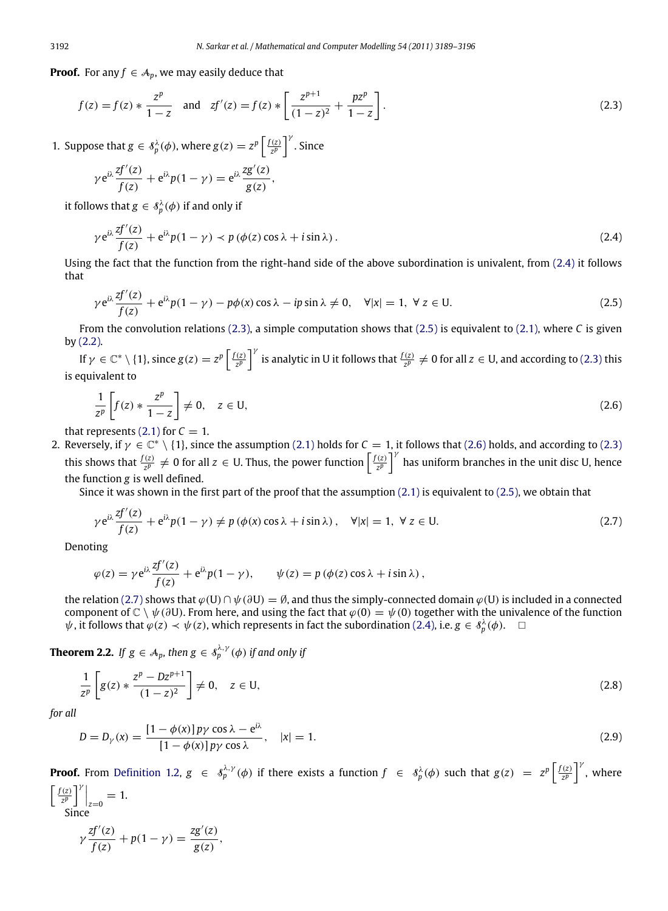**Proof.** For any $f \in \mathcal{A}_p$, we may easily deduce that

$$f(z) = f(z) * \frac{z^p}{1-z} \quad \text{and} \quad zf'(z) = f(z) * \left[\frac{z^{p+1}}{(1-z)^2} + \frac{pz^p}{1-z}\right]. \tag{2.3}$$

1. Suppose that $g \in \mathcal{S}_p^{\lambda}(\phi)$, where $g(z) = z^p\left[\frac{f(z)}{z^p}\right]^{\gamma}$. Since

$$\gamma \mathrm{e}^{i\lambda}\frac{zf'(z)}{f(z)} + \mathrm{e}^{i\lambda}p(1-\gamma) = \mathrm{e}^{i\lambda}\frac{zg'(z)}{g(z)},$$

it follows that $g \in \mathcal{S}_p^{\lambda}(\phi)$ if and only if

$$\gamma \mathrm{e}^{i\lambda}\frac{zf'(z)}{f(z)} + \mathrm{e}^{i\lambda}p(1-\gamma) \prec p\left(\phi(z)\cos\lambda + i\sin\lambda\right). \tag{2.4}$$

Using the fact that the function from the right-hand side of the above subordination is univalent, from (2.4) it follows that

$$\gamma \mathrm{e}^{i\lambda}\frac{zf'(z)}{f(z)} + \mathrm{e}^{i\lambda}p(1-\gamma) - p\phi(x)\cos\lambda - ip\sin\lambda \neq 0, \quad \forall |x| = 1,\ \forall\, z \in \mathrm{U}. \tag{2.5}$$

From the convolution relations (2.3), a simple computation shows that (2.5) is equivalent to (2.1), where $C$ is given by (2.2).

If $\gamma \in \mathbb{C}^* \setminus \{1\}$, since $g(z) = z^p\left[\frac{f(z)}{z^p}\right]^{\gamma}$ is analytic in U it follows that $\frac{f(z)}{z^p} \neq 0$ for all $z \in \mathrm{U}$, and according to (2.3) this is equivalent to

$$\frac{1}{z^p}\left[f(z) * \frac{z^p}{1-z}\right] \neq 0, \quad z \in \mathrm{U}, \tag{2.6}$$

that represents (2.1) for $C = 1$.

2. Reversely, if $\gamma \in \mathbb{C}^* \setminus \{1\}$, since the assumption (2.1) holds for $C = 1$, it follows that (2.6) holds, and according to (2.3) this shows that $\frac{f(z)}{z^p} \neq 0$ for all $z \in \mathrm{U}$. Thus, the power function $\left[\frac{f(z)}{z^p}\right]^{\gamma}$ has uniform branches in the unit disc U, hence the function $g$ is well defined.

Since it was shown in the first part of the proof that the assumption (2.1) is equivalent to (2.5), we obtain that

$$\gamma \mathrm{e}^{i\lambda}\frac{zf'(z)}{f(z)} + \mathrm{e}^{i\lambda}p(1-\gamma) \neq p\left(\phi(x)\cos\lambda + i\sin\lambda\right), \quad \forall |x| = 1,\ \forall\, z \in \mathrm{U}. \tag{2.7}$$

Denoting

$$\varphi(z) = \gamma \mathrm{e}^{i\lambda}\frac{zf'(z)}{f(z)} + \mathrm{e}^{i\lambda}p(1-\gamma), \qquad \psi(z) = p\left(\phi(z)\cos\lambda + i\sin\lambda\right),$$

the relation (2.7) shows that $\varphi(\mathrm{U}) \cap \psi(\partial\mathrm{U}) = \emptyset$, and thus the simply-connected domain $\varphi(\mathrm{U})$ is included in a connected component of $\mathbb{C} \setminus \psi(\partial\mathrm{U})$. From here, and using the fact that $\varphi(0) = \psi(0)$ together with the univalence of the function $\psi$, it follows that $\varphi(z) \prec \psi(z)$, which represents in fact the subordination (2.4), i.e. $g \in \mathcal{S}_p^{\lambda}(\phi)$. $\square$

**Theorem 2.2.** *If $g \in \mathcal{A}_p$, then $g \in \mathcal{S}_p^{\lambda,\gamma}(\phi)$ if and only if*

$$\frac{1}{z^p}\left[g(z) * \frac{z^p - Dz^{p+1}}{(1-z)^2}\right] \neq 0, \quad z \in \mathrm{U}, \tag{2.8}$$

*for all*

$$D = D_{\gamma}(x) = \frac{[1-\phi(x)]\,p\gamma\cos\lambda - \mathrm{e}^{i\lambda}}{[1-\phi(x)]\,p\gamma\cos\lambda}, \quad |x| = 1. \tag{2.9}$$

**Proof.** From Definition 1.2, $g \in \mathcal{S}_p^{\lambda,\gamma}(\phi)$ if there exists a function $f \in \mathcal{S}_p^{\lambda}(\phi)$ such that $g(z) = z^p\left[\frac{f(z)}{z^p}\right]^{\gamma}$, where $\left[\frac{f(z)}{z^p}\right]^{\gamma}\Big|_{z=0} = 1$.

Since

$$\gamma\frac{zf'(z)}{f(z)} + p(1-\gamma) = \frac{zg'(z)}{g(z)},$$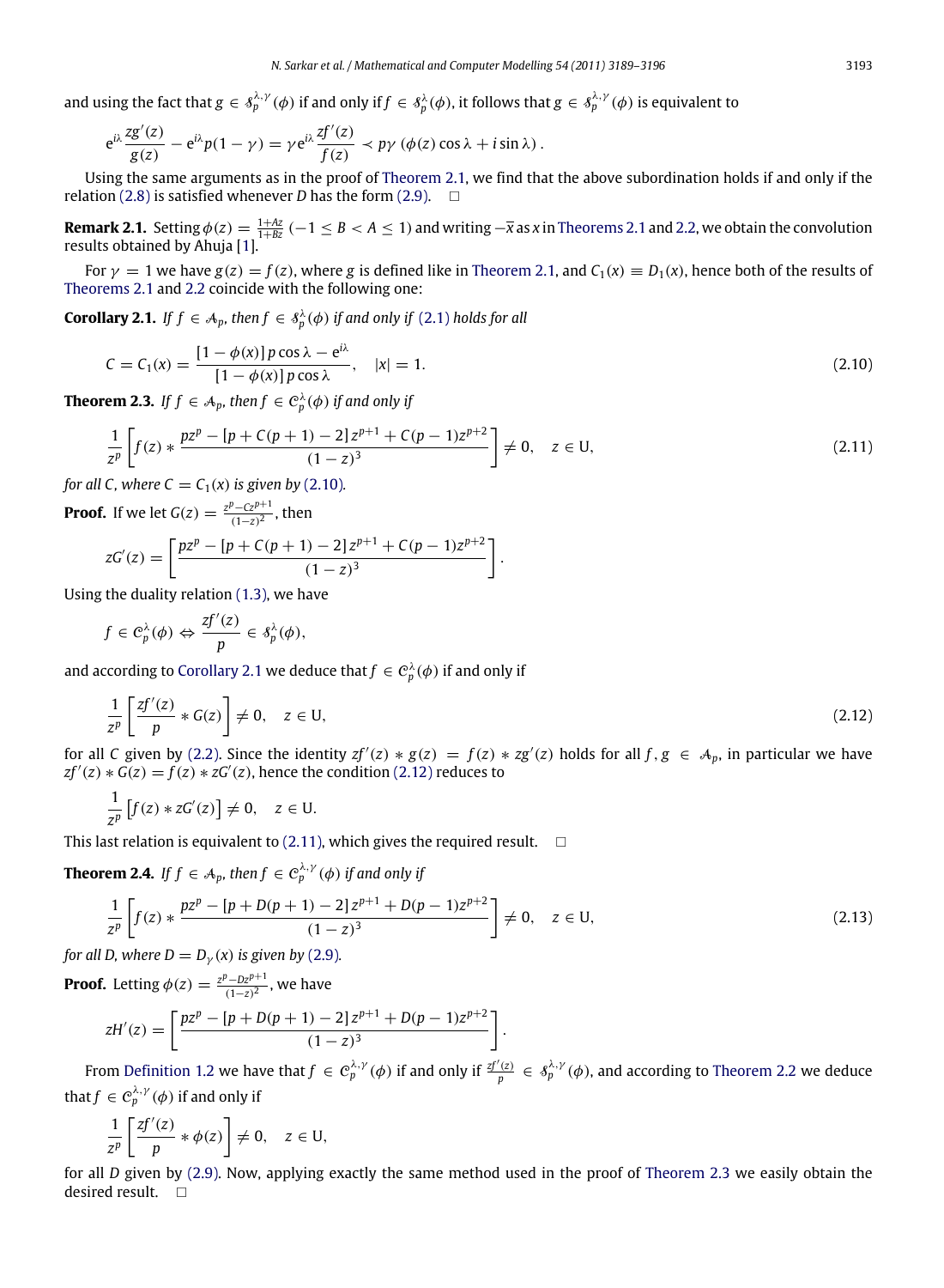and using the fact that $g \in \mathcal{S}_p^{\lambda,\gamma}(\phi)$ if and only if $f \in \mathcal{S}_p^{\lambda}(\phi)$, it follows that $g \in \mathcal{S}_p^{\lambda,\gamma}(\phi)$ is equivalent to

$$\mathrm{e}^{i\lambda}\frac{zg'(z)}{g(z)} - \mathrm{e}^{i\lambda}p(1-\gamma) = \gamma\mathrm{e}^{i\lambda}\frac{zf'(z)}{f(z)} \prec p\gamma\left(\phi(z)\cos\lambda + i\sin\lambda\right).$$

Using the same arguments as in the proof of Theorem 2.1, we find that the above subordination holds if and only if the relation (2.8) is satisfied whenever $D$ has the form (2.9). □

**Remark 2.1.** Setting $\phi(z) = \frac{1+Az}{1+Bz}$ $(-1 \le B < A \le 1)$ and writing $-\overline{x}$ as $x$ in Theorems 2.1 and 2.2, we obtain the convolution results obtained by Ahuja [1].

For $\gamma = 1$ we have $g(z) = f(z)$, where $g$ is defined like in Theorem 2.1, and $C_1(x) \equiv D_1(x)$, hence both of the results of Theorems 2.1 and 2.2 coincide with the following one:

**Corollary 2.1.** *If $f \in \mathcal{A}_p$, then $f \in \mathcal{S}_p^{\lambda}(\phi)$ if and only if (2.1) holds for all*

$$C = C_1(x) = \frac{[1-\phi(x)]\,p\cos\lambda - \mathrm{e}^{i\lambda}}{[1-\phi(x)]\,p\cos\lambda}, \quad |x| = 1. \tag{2.10}$$

**Theorem 2.3.** *If $f \in \mathcal{A}_p$, then $f \in \mathcal{C}_p^{\lambda}(\phi)$ if and only if*

$$\frac{1}{z^p}\left[f(z) * \frac{pz^p - [p + C(p+1) - 2]\,z^{p+1} + C(p-1)z^{p+2}}{(1-z)^3}\right] \neq 0, \quad z \in \mathrm{U}, \tag{2.11}$$

*for all $C$, where $C = C_1(x)$ is given by (2.10).*

**Proof.** If we let $G(z) = \frac{z^p - Cz^{p+1}}{(1-z)^2}$, then

$$zG'(z) = \left[\frac{pz^p - [p + C(p+1) - 2]\,z^{p+1} + C(p-1)z^{p+2}}{(1-z)^3}\right].$$

Using the duality relation (1.3), we have

$$f \in \mathcal{C}_p^{\lambda}(\phi) \Leftrightarrow \frac{zf'(z)}{p} \in \mathcal{S}_p^{\lambda}(\phi),$$

and according to Corollary 2.1 we deduce that $f \in \mathcal{C}_p^{\lambda}(\phi)$ if and only if

$$\frac{1}{z^p}\left[\frac{zf'(z)}{p} * G(z)\right] \neq 0, \quad z \in \mathrm{U}, \tag{2.12}$$

for all $C$ given by (2.2). Since the identity $zf'(z) * g(z) = f(z) * zg'(z)$ holds for all $f, g \in \mathcal{A}_p$, in particular we have $zf'(z) * G(z) = f(z) * zG'(z)$, hence the condition (2.12) reduces to

$$\frac{1}{z^p}\left[f(z) * zG'(z)\right] \neq 0, \quad z \in \mathrm{U}.$$

This last relation is equivalent to (2.11), which gives the required result. □

**Theorem 2.4.** *If $f \in \mathcal{A}_p$, then $f \in \mathcal{C}_p^{\lambda,\gamma}(\phi)$ if and only if*

$$\frac{1}{z^p}\left[f(z) * \frac{pz^p - [p + D(p+1) - 2]\,z^{p+1} + D(p-1)z^{p+2}}{(1-z)^3}\right] \neq 0, \quad z \in \mathrm{U}, \tag{2.13}$$

*for all $D$, where $D = D_\gamma(x)$ is given by (2.9).*

**Proof.** Letting $\phi(z) = \frac{z^p - Dz^{p+1}}{(1-z)^2}$, we have

$$zH'(z) = \left[\frac{pz^p - [p + D(p+1) - 2]\,z^{p+1} + D(p-1)z^{p+2}}{(1-z)^3}\right].$$

From Definition 1.2 we have that $f \in \mathcal{C}_p^{\lambda,\gamma}(\phi)$ if and only if $\frac{zf'(z)}{p} \in \mathcal{S}_p^{\lambda,\gamma}(\phi)$, and according to Theorem 2.2 we deduce that $f \in \mathcal{C}_p^{\lambda,\gamma}(\phi)$ if and only if

$$\frac{1}{z^p}\left[\frac{zf'(z)}{p} * \phi(z)\right] \neq 0, \quad z \in \mathrm{U},$$

for all $D$ given by (2.9). Now, applying exactly the same method used in the proof of Theorem 2.3 we easily obtain the desired result. □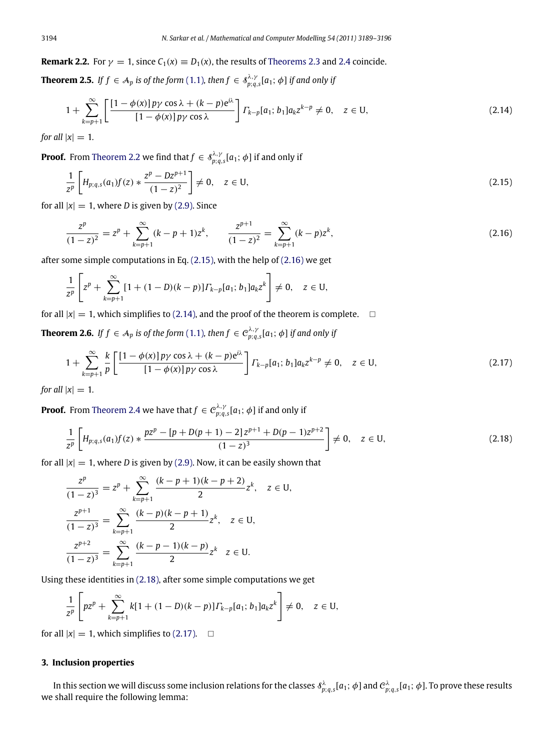**Remark 2.2.** For $\gamma = 1$, since $C_1(x) \equiv D_1(x)$, the results of Theorems 2.3 and 2.4 coincide.

**Theorem 2.5.** *If $f \in \mathcal{A}_p$ is of the form (1.1), then $f \in \mathcal{S}^{\lambda,\gamma}_{p;q,s}[a_1;\phi]$ if and only if*

$$1 + \sum_{k=p+1}^{\infty} \left[ \frac{[1-\phi(x)]\, p\gamma \cos\lambda + (k-p)e^{i\lambda}}{[1-\phi(x)]\, p\gamma \cos\lambda} \right] \Gamma_{k-p}[a_1;b_1] a_k z^{k-p} \neq 0, \quad z \in \mathrm{U}, \tag{2.14}$$

*for all $|x| = 1$.*

**Proof.** From Theorem 2.2 we find that $f \in \mathcal{S}^{\lambda,\gamma}_{p;q,s}[a_1;\phi]$ if and only if

$$\frac{1}{z^p}\left[ H_{p;q,s}(a_1) f(z) * \frac{z^p - Dz^{p+1}}{(1-z)^2} \right] \neq 0, \quad z \in \mathrm{U}, \tag{2.15}$$

for all $|x| = 1$, where $D$ is given by (2.9). Since

$$\frac{z^p}{(1-z)^2} = z^p + \sum_{k=p+1}^{\infty} (k-p+1) z^k, \qquad \frac{z^{p+1}}{(1-z)^2} = \sum_{k=p+1}^{\infty} (k-p) z^k, \tag{2.16}$$

after some simple computations in Eq. (2.15), with the help of (2.16) we get

$$\frac{1}{z^p}\left[ z^p + \sum_{k=p+1}^{\infty} [1 + (1-D)(k-p)] \Gamma_{k-p}[a_1;b_1] a_k z^k \right] \neq 0, \quad z \in \mathrm{U},$$

for all $|x| = 1$, which simplifies to (2.14), and the proof of the theorem is complete. □

**Theorem 2.6.** *If $f \in \mathcal{A}_p$ is of the form (1.1), then $f \in \mathcal{C}^{\lambda,\gamma}_{p;q,s}[a_1;\phi]$ if and only if*

$$1 + \sum_{k=p+1}^{\infty} \frac{k}{p} \left[ \frac{[1-\phi(x)]\, p\gamma \cos\lambda + (k-p)e^{i\lambda}}{[1-\phi(x)]\, p\gamma \cos\lambda} \right] \Gamma_{k-p}[a_1;b_1] a_k z^{k-p} \neq 0, \quad z \in \mathrm{U}, \tag{2.17}$$

*for all $|x| = 1$.*

**Proof.** From Theorem 2.4 we have that $f \in \mathcal{C}^{\lambda,\gamma}_{p;q,s}[a_1;\phi]$ if and only if

$$\frac{1}{z^p}\left[ H_{p;q,s}(a_1) f(z) * \frac{pz^p - [p + D(p+1) - 2]\, z^{p+1} + D(p-1) z^{p+2}}{(1-z)^3} \right] \neq 0, \quad z \in \mathrm{U}, \tag{2.18}$$

for all $|x| = 1$, where $D$ is given by (2.9). Now, it can be easily shown that

$$\frac{z^p}{(1-z)^3} = z^p + \sum_{k=p+1}^{\infty} \frac{(k-p+1)(k-p+2)}{2} z^k, \quad z \in \mathrm{U},$$

$$\frac{z^{p+1}}{(1-z)^3} = \sum_{k=p+1}^{\infty} \frac{(k-p)(k-p+1)}{2} z^k, \quad z \in \mathrm{U},$$

$$\frac{z^{p+2}}{(1-z)^3} = \sum_{k=p+1}^{\infty} \frac{(k-p-1)(k-p)}{2} z^k \quad z \in \mathrm{U}.$$

Using these identities in (2.18), after some simple computations we get

$$\frac{1}{z^p}\left[ pz^p + \sum_{k=p+1}^{\infty} k[1 + (1-D)(k-p)] \Gamma_{k-p}[a_1;b_1] a_k z^k \right] \neq 0, \quad z \in \mathrm{U},$$

for all $|x| = 1$, which simplifies to (2.17). □

## 3. Inclusion properties

In this section we will discuss some inclusion relations for the classes $\mathcal{S}^{\lambda}_{p;q,s}[a_1;\phi]$ and $\mathcal{C}^{\lambda}_{p;q,s}[a_1;\phi]$. To prove these results we shall require the following lemma: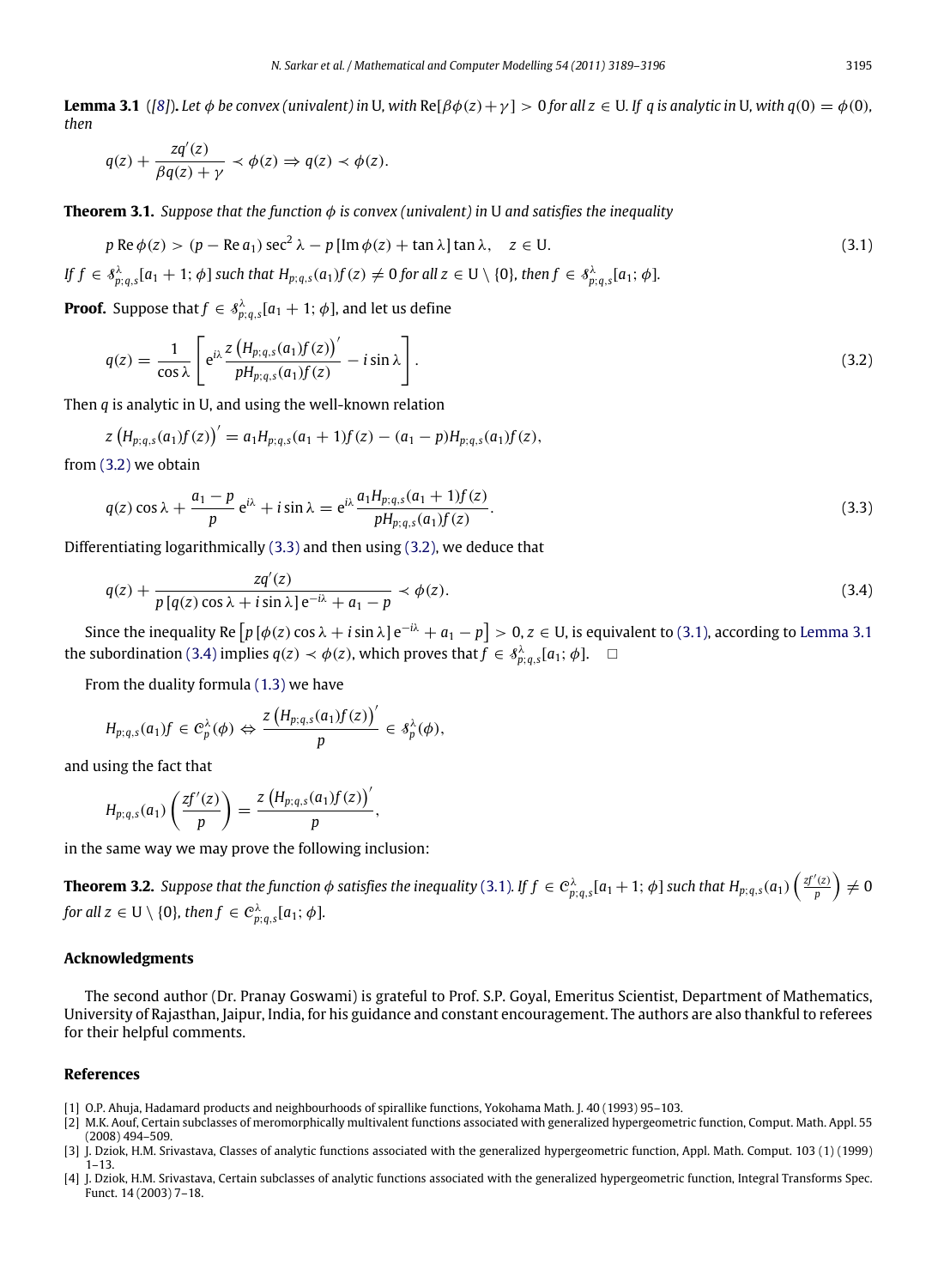**Lemma 3.1** ([8]). *Let $\phi$ be convex (univalent) in* U, *with* $\mathrm{Re}[\beta\phi(z)+\gamma] > 0$ *for all* $z \in$ U. *If* $q$ *is analytic in* U, *with* $q(0) = \phi(0)$, *then*

$$q(z) + \frac{zq'(z)}{\beta q(z) + \gamma} \prec \phi(z) \Rightarrow q(z) \prec \phi(z).$$

**Theorem 3.1.** *Suppose that the function $\phi$ is convex (univalent) in* U *and satisfies the inequality*

$$p \,\mathrm{Re}\, \phi(z) > (p - \mathrm{Re}\, a_1) \sec^2 \lambda - p\,[\mathrm{Im}\, \phi(z) + \tan \lambda] \tan \lambda, \quad z \in \mathrm{U}. \tag{3.1}$$

*If* $f \in \mathcal{S}^{\lambda}_{p;q,s}[a_1 + 1; \phi]$ *such that* $H_{p;q,s}(a_1)f(z) \neq 0$ *for all* $z \in \mathrm{U} \setminus \{0\}$, *then* $f \in \mathcal{S}^{\lambda}_{p;q,s}[a_1; \phi]$.

**Proof.** Suppose that $f \in \mathcal{S}^{\lambda}_{p;q,s}[a_1 + 1; \phi]$, and let us define

$$q(z) = \frac{1}{\cos \lambda}\left[\mathrm{e}^{i\lambda} \frac{z\left(H_{p;q,s}(a_1)f(z)\right)'}{pH_{p;q,s}(a_1)f(z)} - i \sin \lambda\right]. \tag{3.2}$$

Then $q$ is analytic in U, and using the well-known relation

$$z\left(H_{p;q,s}(a_1)f(z)\right)' = a_1 H_{p;q,s}(a_1 + 1)f(z) - (a_1 - p)H_{p;q,s}(a_1)f(z),$$

from (3.2) we obtain

$$q(z) \cos \lambda + \frac{a_1 - p}{p}\,\mathrm{e}^{i\lambda} + i \sin \lambda = \mathrm{e}^{i\lambda} \frac{a_1 H_{p;q,s}(a_1 + 1)f(z)}{pH_{p;q,s}(a_1)f(z)}. \tag{3.3}$$

Differentiating logarithmically (3.3) and then using (3.2), we deduce that

$$q(z) + \frac{zq'(z)}{p\,[q(z) \cos \lambda + i \sin \lambda]\,\mathrm{e}^{-i\lambda} + a_1 - p} \prec \phi(z). \tag{3.4}$$

Since the inequality $\mathrm{Re}\left[p\,[\phi(z) \cos \lambda + i \sin \lambda]\,\mathrm{e}^{-i\lambda} + a_1 - p\right] > 0$, $z \in$ U, is equivalent to (3.1), according to Lemma 3.1 the subordination (3.4) implies $q(z) \prec \phi(z)$, which proves that $f \in \mathcal{S}^{\lambda}_{p;q,s}[a_1; \phi]$. $\square$

From the duality formula (1.3) we have

$$H_{p;q,s}(a_1)f \in \mathcal{C}^{\lambda}_{p}(\phi) \Leftrightarrow \frac{z\left(H_{p;q,s}(a_1)f(z)\right)'}{p} \in \mathcal{S}^{\lambda}_{p}(\phi),$$

and using the fact that

$$H_{p;q,s}(a_1)\left(\frac{zf'(z)}{p}\right) = \frac{z\left(H_{p;q,s}(a_1)f(z)\right)'}{p},$$

in the same way we may prove the following inclusion:

**Theorem 3.2.** *Suppose that the function $\phi$ satisfies the inequality* (3.1). *If* $f \in \mathcal{C}^{\lambda}_{p;q,s}[a_1 + 1; \phi]$ *such that* $H_{p;q,s}(a_1)\left(\frac{zf'(z)}{p}\right) \neq 0$ *for all* $z \in \mathrm{U} \setminus \{0\}$, *then* $f \in \mathcal{C}^{\lambda}_{p;q,s}[a_1; \phi]$.

## Acknowledgments

The second author (Dr. Pranay Goswami) is grateful to Prof. S.P. Goyal, Emeritus Scientist, Department of Mathematics, University of Rajasthan, Jaipur, India, for his guidance and constant encouragement. The authors are also thankful to referees for their helpful comments.

## References

[1] O.P. Ahuja, Hadamard products and neighbourhoods of spirallike functions, Yokohama Math. J. 40 (1993) 95–103.

[2] M.K. Aouf, Certain subclasses of meromorphically multivalent functions associated with generalized hypergeometric function, Comput. Math. Appl. 55 (2008) 494–509.

[3] J. Dziok, H.M. Srivastava, Classes of analytic functions associated with the generalized hypergeometric function, Appl. Math. Comput. 103 (1) (1999) 1–13.

[4] J. Dziok, H.M. Srivastava, Certain subclasses of analytic functions associated with the generalized hypergeometric function, Integral Transforms Spec. Funct. 14 (2003) 7–18.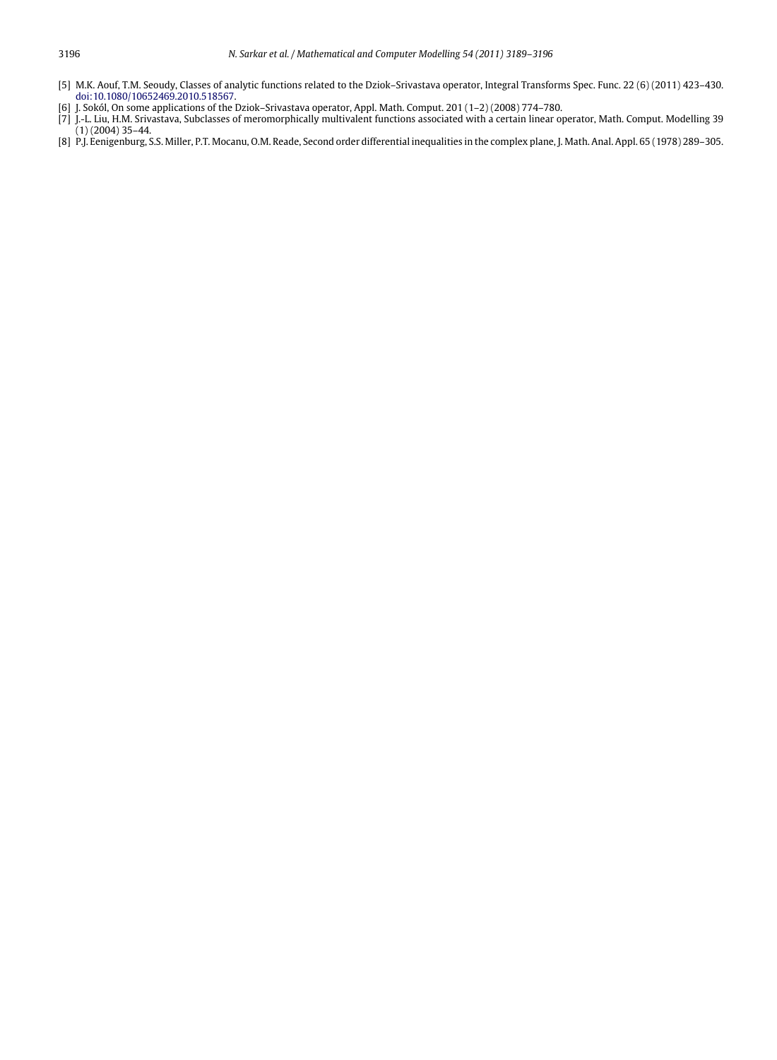[5] M.K. Aouf, T.M. Seoudy, Classes of analytic functions related to the Dziok–Srivastava operator, Integral Transforms Spec. Func. 22 (6) (2011) 423–430. doi:10.1080/10652469.2010.518567.

[6] J. Sokól, On some applications of the Dziok–Srivastava operator, Appl. Math. Comput. 201 (1–2) (2008) 774–780.

[7] J.-L. Liu, H.M. Srivastava, Subclasses of meromorphically multivalent functions associated with a certain linear operator, Math. Comput. Modelling 39 (1) (2004) 35–44.

[8] P.J. Eenigenburg, S.S. Miller, P.T. Mocanu, O.M. Reade, Second order differential inequalities in the complex plane, J. Math. Anal. Appl. 65 (1978) 289–305.